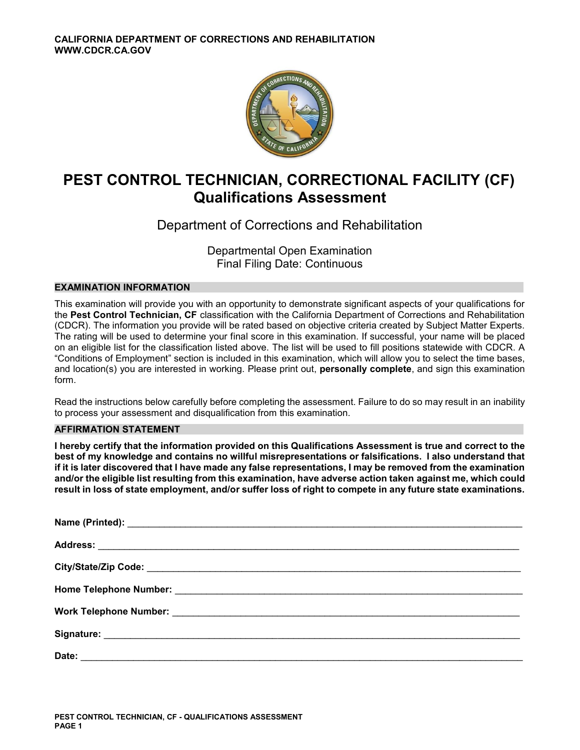**CALIFORNIA DEPARTMENT OF CORRECTIONS AND REHABILITATION**
**WWW.CDCR.CA.GOV**

# PEST CONTROL TECHNICIAN, CORRECTIONAL FACILITY (CF) Qualifications Assessment

Department of Corrections and Rehabilitation

Departmental Open Examination
Final Filing Date: Continuous

## EXAMINATION INFORMATION

This examination will provide you with an opportunity to demonstrate significant aspects of your qualifications for the **Pest Control Technician, CF** classification with the California Department of Corrections and Rehabilitation (CDCR). The information you provide will be rated based on objective criteria created by Subject Matter Experts. The rating will be used to determine your final score in this examination. If successful, your name will be placed on an eligible list for the classification listed above. The list will be used to fill positions statewide with CDCR. A "Conditions of Employment" section is included in this examination, which will allow you to select the time bases, and location(s) you are interested in working. Please print out, **personally complete**, and sign this examination form.

Read the instructions below carefully before completing the assessment. Failure to do so may result in an inability to process your assessment and disqualification from this examination.

## AFFIRMATION STATEMENT

**I hereby certify that the information provided on this Qualifications Assessment is true and correct to the best of my knowledge and contains no willful misrepresentations or falsifications. I also understand that if it is later discovered that I have made any false representations, I may be removed from the examination and/or the eligible list resulting from this examination, have adverse action taken against me, which could result in loss of state employment, and/or suffer loss of right to compete in any future state examinations.**

**Name (Printed):** ______________________________

**Address:** ______________________________

**City/State/Zip Code:** ______________________________

**Home Telephone Number:** ______________________________

**Work Telephone Number:** ______________________________

**Signature:** ______________________________

**Date:** ______________________________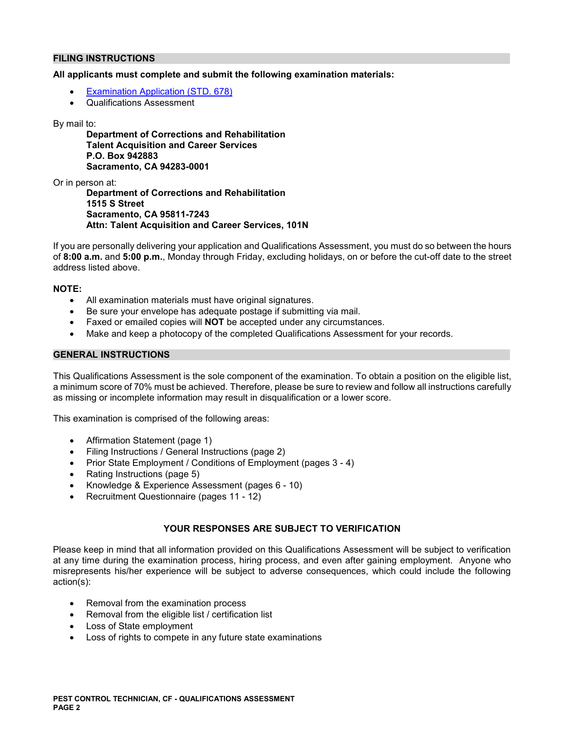## FILING INSTRUCTIONS

**All applicants must complete and submit the following examination materials:**

- [Examination Application (STD. 678)]
- Qualifications Assessment

By mail to:

**Department of Corrections and Rehabilitation**
**Talent Acquisition and Career Services**
**P.O. Box 942883**
**Sacramento, CA 94283-0001**

Or in person at:

**Department of Corrections and Rehabilitation**
**1515 S Street**
**Sacramento, CA 95811-7243**
**Attn: Talent Acquisition and Career Services, 101N**

If you are personally delivering your application and Qualifications Assessment, you must do so between the hours of **8:00 a.m.** and **5:00 p.m.**, Monday through Friday, excluding holidays, on or before the cut-off date to the street address listed above.

**NOTE:**

- All examination materials must have original signatures.
- Be sure your envelope has adequate postage if submitting via mail.
- Faxed or emailed copies will **NOT** be accepted under any circumstances.
- Make and keep a photocopy of the completed Qualifications Assessment for your records.

## GENERAL INSTRUCTIONS

This Qualifications Assessment is the sole component of the examination. To obtain a position on the eligible list, a minimum score of 70% must be achieved. Therefore, please be sure to review and follow all instructions carefully as missing or incomplete information may result in disqualification or a lower score.

This examination is comprised of the following areas:

- Affirmation Statement (page 1)
- Filing Instructions / General Instructions (page 2)
- Prior State Employment / Conditions of Employment (pages 3 - 4)
- Rating Instructions (page 5)
- Knowledge & Experience Assessment (pages 6 - 10)
- Recruitment Questionnaire (pages 11 - 12)

**YOUR RESPONSES ARE SUBJECT TO VERIFICATION**

Please keep in mind that all information provided on this Qualifications Assessment will be subject to verification at any time during the examination process, hiring process, and even after gaining employment. Anyone who misrepresents his/her experience will be subject to adverse consequences, which could include the following action(s):

- Removal from the examination process
- Removal from the eligible list / certification list
- Loss of State employment
- Loss of rights to compete in any future state examinations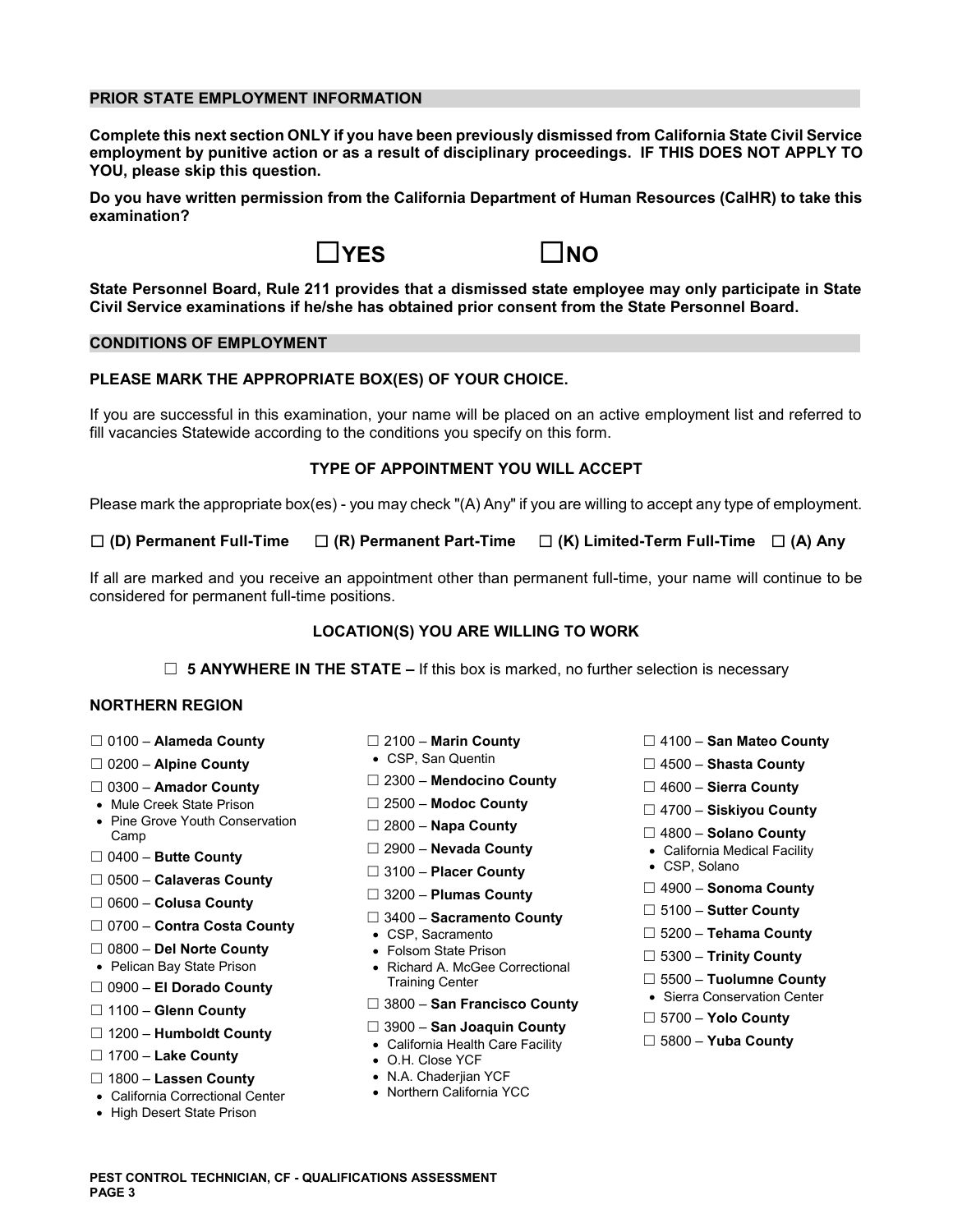## PRIOR STATE EMPLOYMENT INFORMATION

**Complete this next section ONLY if you have been previously dismissed from California State Civil Service employment by punitive action or as a result of disciplinary proceedings. IF THIS DOES NOT APPLY TO YOU, please skip this question.**

**Do you have written permission from the California Department of Human Resources (CalHR) to take this examination?**

☐**YES** ☐**NO**

**State Personnel Board, Rule 211 provides that a dismissed state employee may only participate in State Civil Service examinations if he/she has obtained prior consent from the State Personnel Board.**

## CONDITIONS OF EMPLOYMENT

### PLEASE MARK THE APPROPRIATE BOX(ES) OF YOUR CHOICE.

If you are successful in this examination, your name will be placed on an active employment list and referred to fill vacancies Statewide according to the conditions you specify on this form.

### TYPE OF APPOINTMENT YOU WILL ACCEPT

Please mark the appropriate box(es) - you may check "(A) Any" if you are willing to accept any type of employment.

☐ **(D) Permanent Full-Time** ☐ **(R) Permanent Part-Time** ☐ **(K) Limited-Term Full-Time** ☐ **(A) Any**

If all are marked and you receive an appointment other than permanent full-time, your name will continue to be considered for permanent full-time positions.

### LOCATION(S) YOU ARE WILLING TO WORK

☐ **5 ANYWHERE IN THE STATE –** If this box is marked, no further selection is necessary

### NORTHERN REGION

- ☐ 0100 – **Alameda County**
- ☐ 0200 – **Alpine County**
- ☐ 0300 – **Amador County**
  - Mule Creek State Prison
  - Pine Grove Youth Conservation Camp
- ☐ 0400 – **Butte County**
- ☐ 0500 – **Calaveras County**
- ☐ 0600 – **Colusa County**
- ☐ 0700 – **Contra Costa County**
- ☐ 0800 – **Del Norte County**
  - Pelican Bay State Prison
- ☐ 0900 – **El Dorado County**
- ☐ 1100 – **Glenn County**
- ☐ 1200 – **Humboldt County**
- ☐ 1700 – **Lake County**
- ☐ 1800 – **Lassen County**
  - California Correctional Center
  - High Desert State Prison
- ☐ 2100 – **Marin County**
  - CSP, San Quentin
- ☐ 2300 – **Mendocino County**
- ☐ 2500 – **Modoc County**
- ☐ 2800 – **Napa County**
- ☐ 2900 – **Nevada County**
- ☐ 3100 – **Placer County**
- ☐ 3200 – **Plumas County**
- ☐ 3400 – **Sacramento County**
  - CSP, Sacramento
  - Folsom State Prison
  - Richard A. McGee Correctional Training Center
- ☐ 3800 – **San Francisco County**
- ☐ 3900 – **San Joaquin County**
  - California Health Care Facility
  - O.H. Close YCF
  - N.A. Chaderjian YCF
  - Northern California YCC
- ☐ 4100 – **San Mateo County**
- ☐ 4500 – **Shasta County**
- ☐ 4600 – **Sierra County**
- ☐ 4700 – **Siskiyou County**
- ☐ 4800 – **Solano County**
  - California Medical Facility
  - CSP, Solano
- ☐ 4900 – **Sonoma County**
- ☐ 5100 – **Sutter County**
- ☐ 5200 – **Tehama County**
- ☐ 5300 – **Trinity County**
- ☐ 5500 – **Tuolumne County**
  - Sierra Conservation Center
- ☐ 5700 – **Yolo County**
- ☐ 5800 – **Yuba County**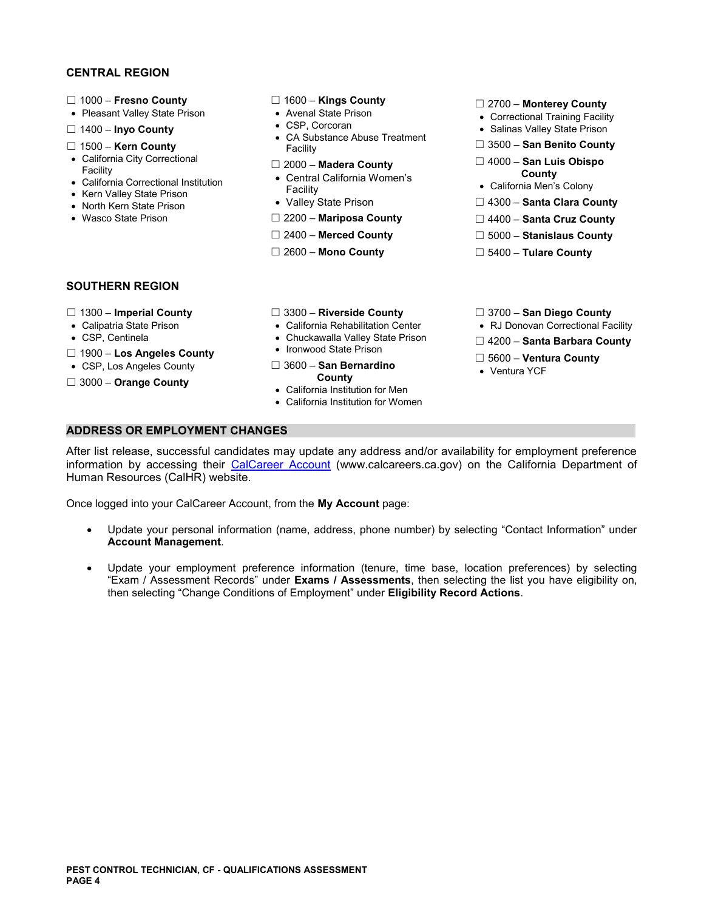## CENTRAL REGION

☐ 1000 – **Fresno County**
- Pleasant Valley State Prison

☐ 1400 – **Inyo County**

☐ 1500 – **Kern County**
- California City Correctional Facility
- California Correctional Institution
- Kern Valley State Prison
- North Kern State Prison
- Wasco State Prison

☐ 1600 – **Kings County**
- Avenal State Prison
- CSP, Corcoran
- CA Substance Abuse Treatment Facility

☐ 2000 – **Madera County**
- Central California Women's Facility
- Valley State Prison

☐ 2200 – **Mariposa County**

☐ 2400 – **Merced County**

☐ 2600 – **Mono County**

☐ 2700 – **Monterey County**
- Correctional Training Facility
- Salinas Valley State Prison

☐ 3500 – **San Benito County**

☐ 4000 – **San Luis Obispo County**
- California Men's Colony

☐ 4300 – **Santa Clara County**

☐ 4400 – **Santa Cruz County**

☐ 5000 – **Stanislaus County**

☐ 5400 – **Tulare County**

## SOUTHERN REGION

☐ 1300 – **Imperial County**
- Calipatria State Prison
- CSP, Centinela

☐ 1900 – **Los Angeles County**
- CSP, Los Angeles County

☐ 3000 – **Orange County**

☐ 3300 – **Riverside County**
- California Rehabilitation Center
- Chuckawalla Valley State Prison
- Ironwood State Prison

☐ 3600 – **San Bernardino County**
- California Institution for Men
- California Institution for Women

☐ 3700 – **San Diego County**
- RJ Donovan Correctional Facility

☐ 4200 – **Santa Barbara County**

☐ 5600 – **Ventura County**
- Ventura YCF

## ADDRESS OR EMPLOYMENT CHANGES

After list release, successful candidates may update any address and/or availability for employment preference information by accessing their CalCareer Account (www.calcareers.ca.gov) on the California Department of Human Resources (CalHR) website.

Once logged into your CalCareer Account, from the **My Account** page:

- Update your personal information (name, address, phone number) by selecting "Contact Information" under **Account Management**.
- Update your employment preference information (tenure, time base, location preferences) by selecting "Exam / Assessment Records" under **Exams / Assessments**, then selecting the list you have eligibility on, then selecting "Change Conditions of Employment" under **Eligibility Record Actions**.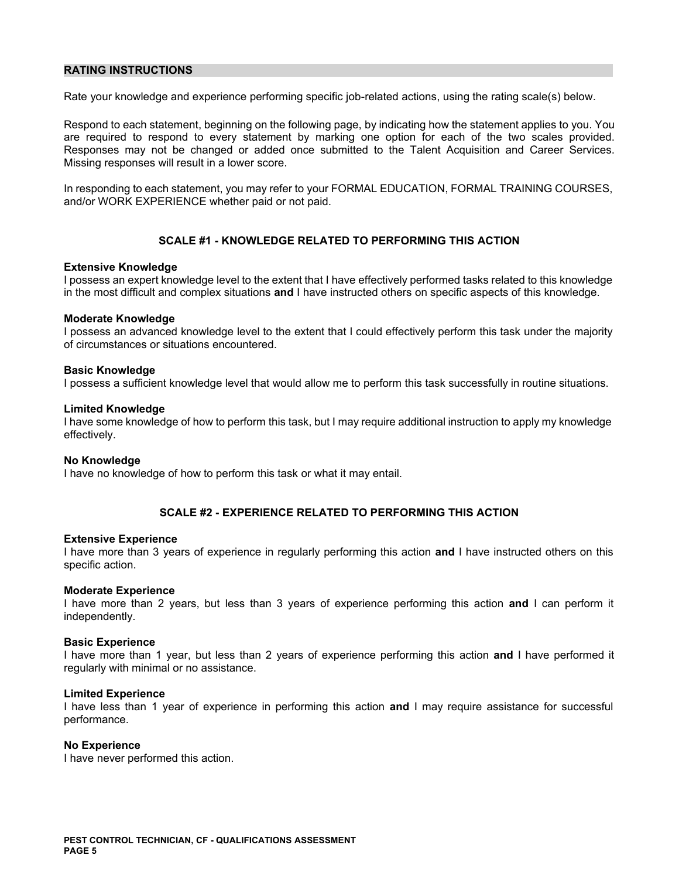## RATING INSTRUCTIONS

Rate your knowledge and experience performing specific job-related actions, using the rating scale(s) below.

Respond to each statement, beginning on the following page, by indicating how the statement applies to you. You are required to respond to every statement by marking one option for each of the two scales provided. Responses may not be changed or added once submitted to the Talent Acquisition and Career Services. Missing responses will result in a lower score.

In responding to each statement, you may refer to your FORMAL EDUCATION, FORMAL TRAINING COURSES, and/or WORK EXPERIENCE whether paid or not paid.

### SCALE #1 - KNOWLEDGE RELATED TO PERFORMING THIS ACTION

**Extensive Knowledge**
I possess an expert knowledge level to the extent that I have effectively performed tasks related to this knowledge in the most difficult and complex situations **and** I have instructed others on specific aspects of this knowledge.

**Moderate Knowledge**
I possess an advanced knowledge level to the extent that I could effectively perform this task under the majority of circumstances or situations encountered.

**Basic Knowledge**
I possess a sufficient knowledge level that would allow me to perform this task successfully in routine situations.

**Limited Knowledge**
I have some knowledge of how to perform this task, but I may require additional instruction to apply my knowledge effectively.

**No Knowledge**
I have no knowledge of how to perform this task or what it may entail.

### SCALE #2 - EXPERIENCE RELATED TO PERFORMING THIS ACTION

**Extensive Experience**
I have more than 3 years of experience in regularly performing this action **and** I have instructed others on this specific action.

**Moderate Experience**
I have more than 2 years, but less than 3 years of experience performing this action **and** I can perform it independently.

**Basic Experience**
I have more than 1 year, but less than 2 years of experience performing this action **and** I have performed it regularly with minimal or no assistance.

**Limited Experience**
I have less than 1 year of experience in performing this action **and** I may require assistance for successful performance.

**No Experience**
I have never performed this action.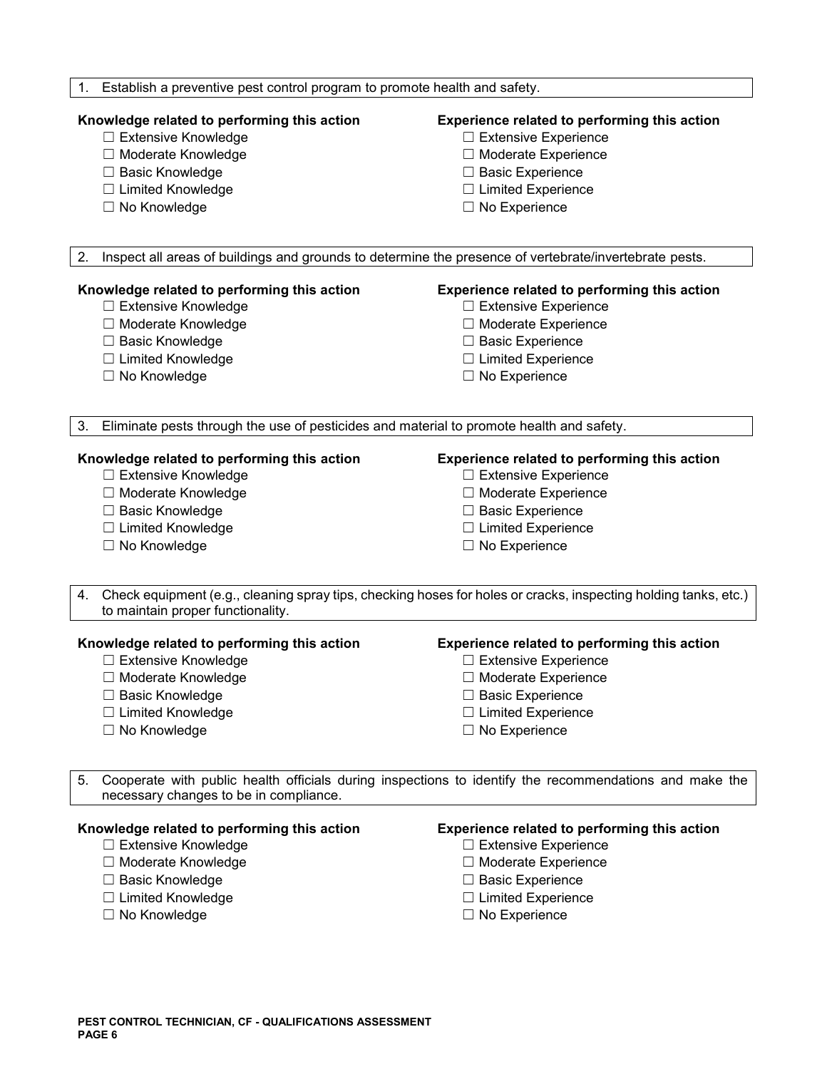1. Establish a preventive pest control program to promote health and safety.

**Knowledge related to performing this action**

- ☐ Extensive Knowledge
- ☐ Moderate Knowledge
- ☐ Basic Knowledge
- ☐ Limited Knowledge
- ☐ No Knowledge

**Experience related to performing this action**

- ☐ Extensive Experience
- ☐ Moderate Experience
- ☐ Basic Experience
- ☐ Limited Experience
- ☐ No Experience

2. Inspect all areas of buildings and grounds to determine the presence of vertebrate/invertebrate pests.

**Knowledge related to performing this action**

- ☐ Extensive Knowledge
- ☐ Moderate Knowledge
- ☐ Basic Knowledge
- ☐ Limited Knowledge
- ☐ No Knowledge

**Experience related to performing this action**

- ☐ Extensive Experience
- ☐ Moderate Experience
- ☐ Basic Experience
- ☐ Limited Experience
- ☐ No Experience

3. Eliminate pests through the use of pesticides and material to promote health and safety.

**Knowledge related to performing this action**

- ☐ Extensive Knowledge
- ☐ Moderate Knowledge
- ☐ Basic Knowledge
- ☐ Limited Knowledge
- ☐ No Knowledge

**Experience related to performing this action**

- ☐ Extensive Experience
- ☐ Moderate Experience
- ☐ Basic Experience
- ☐ Limited Experience
- ☐ No Experience

4. Check equipment (e.g., cleaning spray tips, checking hoses for holes or cracks, inspecting holding tanks, etc.) to maintain proper functionality.

**Knowledge related to performing this action**

- ☐ Extensive Knowledge
- ☐ Moderate Knowledge
- ☐ Basic Knowledge
- ☐ Limited Knowledge
- ☐ No Knowledge

**Experience related to performing this action**

- ☐ Extensive Experience
- ☐ Moderate Experience
- ☐ Basic Experience
- ☐ Limited Experience
- ☐ No Experience

5. Cooperate with public health officials during inspections to identify the recommendations and make the necessary changes to be in compliance.

**Knowledge related to performing this action**

- ☐ Extensive Knowledge
- ☐ Moderate Knowledge
- ☐ Basic Knowledge
- ☐ Limited Knowledge
- ☐ No Knowledge

**Experience related to performing this action**

- ☐ Extensive Experience
- ☐ Moderate Experience
- ☐ Basic Experience
- ☐ Limited Experience
- ☐ No Experience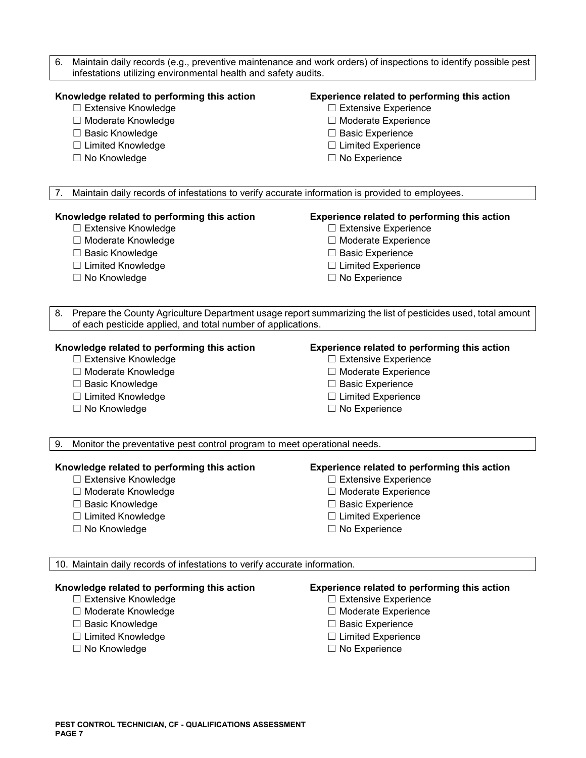6. Maintain daily records (e.g., preventive maintenance and work orders) of inspections to identify possible pest infestations utilizing environmental health and safety audits.

**Knowledge related to performing this action**

- ☐ Extensive Knowledge
- ☐ Moderate Knowledge
- ☐ Basic Knowledge
- ☐ Limited Knowledge
- ☐ No Knowledge

**Experience related to performing this action**

- ☐ Extensive Experience
- ☐ Moderate Experience
- ☐ Basic Experience
- ☐ Limited Experience
- ☐ No Experience

7. Maintain daily records of infestations to verify accurate information is provided to employees.

**Knowledge related to performing this action**

- ☐ Extensive Knowledge
- ☐ Moderate Knowledge
- ☐ Basic Knowledge
- ☐ Limited Knowledge
- ☐ No Knowledge

**Experience related to performing this action**

- ☐ Extensive Experience
- ☐ Moderate Experience
- ☐ Basic Experience
- ☐ Limited Experience
- ☐ No Experience

8. Prepare the County Agriculture Department usage report summarizing the list of pesticides used, total amount of each pesticide applied, and total number of applications.

**Knowledge related to performing this action**

- ☐ Extensive Knowledge
- ☐ Moderate Knowledge
- ☐ Basic Knowledge
- ☐ Limited Knowledge
- ☐ No Knowledge

**Experience related to performing this action**

- ☐ Extensive Experience
- ☐ Moderate Experience
- ☐ Basic Experience
- ☐ Limited Experience
- ☐ No Experience

9. Monitor the preventative pest control program to meet operational needs.

**Knowledge related to performing this action**

- ☐ Extensive Knowledge
- ☐ Moderate Knowledge
- ☐ Basic Knowledge
- ☐ Limited Knowledge
- ☐ No Knowledge

**Experience related to performing this action**

- ☐ Extensive Experience
- ☐ Moderate Experience
- ☐ Basic Experience
- ☐ Limited Experience
- ☐ No Experience

10. Maintain daily records of infestations to verify accurate information.

**Knowledge related to performing this action**

- ☐ Extensive Knowledge
- ☐ Moderate Knowledge
- ☐ Basic Knowledge
- ☐ Limited Knowledge
- ☐ No Knowledge

**Experience related to performing this action**

- ☐ Extensive Experience
- ☐ Moderate Experience
- ☐ Basic Experience
- ☐ Limited Experience
- ☐ No Experience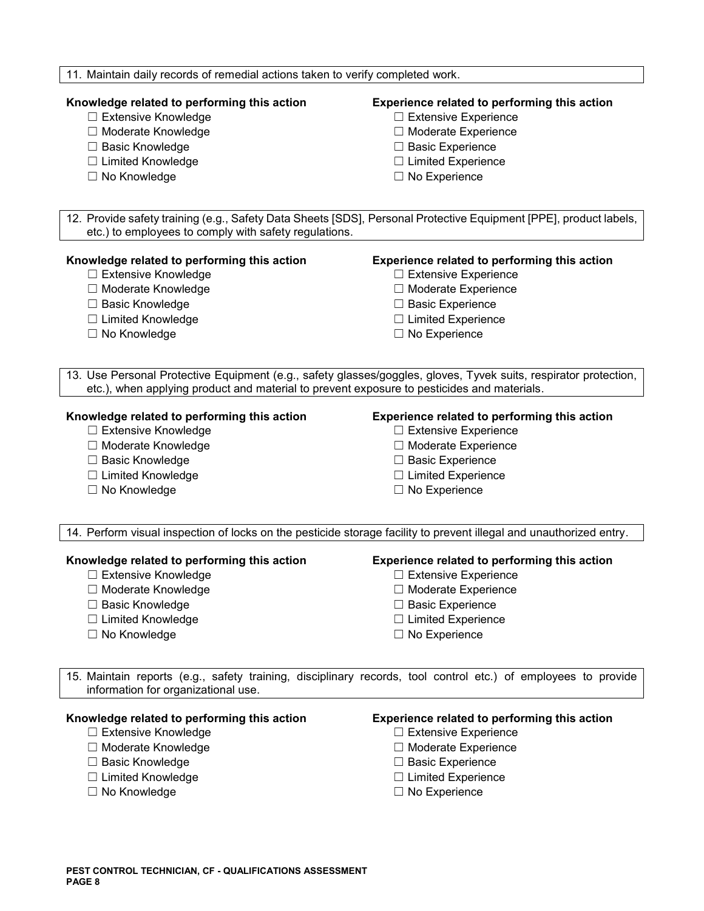11. Maintain daily records of remedial actions taken to verify completed work.

**Knowledge related to performing this action**

- ☐ Extensive Knowledge
- ☐ Moderate Knowledge
- ☐ Basic Knowledge
- ☐ Limited Knowledge
- ☐ No Knowledge

**Experience related to performing this action**

- ☐ Extensive Experience
- ☐ Moderate Experience
- ☐ Basic Experience
- ☐ Limited Experience
- ☐ No Experience

12. Provide safety training (e.g., Safety Data Sheets [SDS], Personal Protective Equipment [PPE], product labels, etc.) to employees to comply with safety regulations.

**Knowledge related to performing this action**

- ☐ Extensive Knowledge
- ☐ Moderate Knowledge
- ☐ Basic Knowledge
- ☐ Limited Knowledge
- ☐ No Knowledge

**Experience related to performing this action**

- ☐ Extensive Experience
- ☐ Moderate Experience
- ☐ Basic Experience
- ☐ Limited Experience
- ☐ No Experience

13. Use Personal Protective Equipment (e.g., safety glasses/goggles, gloves, Tyvek suits, respirator protection, etc.), when applying product and material to prevent exposure to pesticides and materials.

**Knowledge related to performing this action**

- ☐ Extensive Knowledge
- ☐ Moderate Knowledge
- ☐ Basic Knowledge
- ☐ Limited Knowledge
- ☐ No Knowledge

**Experience related to performing this action**

- ☐ Extensive Experience
- ☐ Moderate Experience
- ☐ Basic Experience
- ☐ Limited Experience
- ☐ No Experience

14. Perform visual inspection of locks on the pesticide storage facility to prevent illegal and unauthorized entry.

**Knowledge related to performing this action**

- ☐ Extensive Knowledge
- ☐ Moderate Knowledge
- ☐ Basic Knowledge
- ☐ Limited Knowledge
- ☐ No Knowledge

**Experience related to performing this action**

- ☐ Extensive Experience
- ☐ Moderate Experience
- ☐ Basic Experience
- ☐ Limited Experience
- ☐ No Experience

15. Maintain reports (e.g., safety training, disciplinary records, tool control etc.) of employees to provide information for organizational use.

**Knowledge related to performing this action**

- ☐ Extensive Knowledge
- ☐ Moderate Knowledge
- ☐ Basic Knowledge
- ☐ Limited Knowledge
- ☐ No Knowledge

**Experience related to performing this action**

- ☐ Extensive Experience
- ☐ Moderate Experience
- ☐ Basic Experience
- ☐ Limited Experience
- ☐ No Experience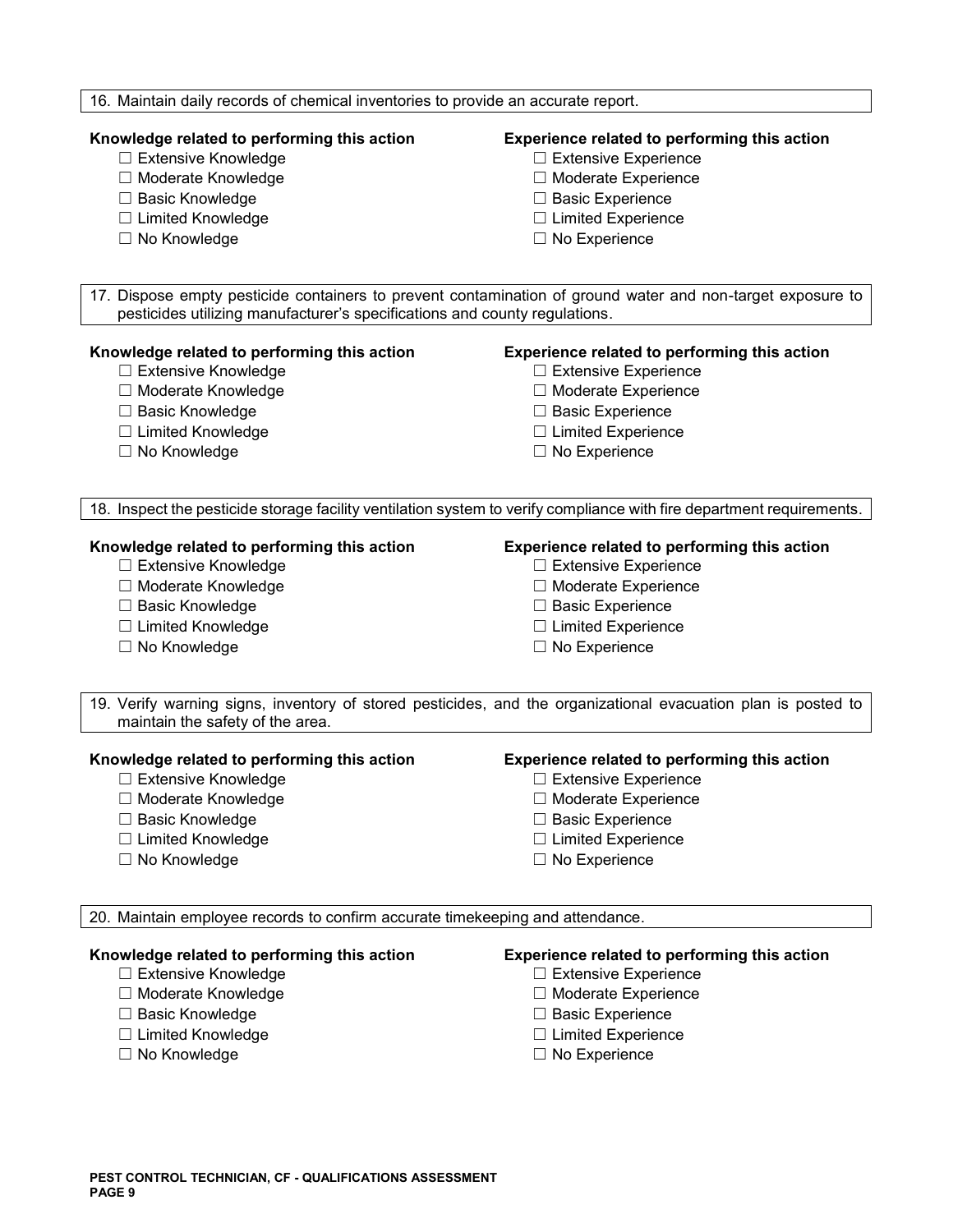16. Maintain daily records of chemical inventories to provide an accurate report.

**Knowledge related to performing this action**

- ☐ Extensive Knowledge
- ☐ Moderate Knowledge
- ☐ Basic Knowledge
- ☐ Limited Knowledge
- ☐ No Knowledge

**Experience related to performing this action**

- ☐ Extensive Experience
- ☐ Moderate Experience
- ☐ Basic Experience
- ☐ Limited Experience
- ☐ No Experience

17. Dispose empty pesticide containers to prevent contamination of ground water and non-target exposure to pesticides utilizing manufacturer's specifications and county regulations.

**Knowledge related to performing this action**

- ☐ Extensive Knowledge
- ☐ Moderate Knowledge
- ☐ Basic Knowledge
- ☐ Limited Knowledge
- ☐ No Knowledge

**Experience related to performing this action**

- ☐ Extensive Experience
- ☐ Moderate Experience
- ☐ Basic Experience
- ☐ Limited Experience
- ☐ No Experience

18. Inspect the pesticide storage facility ventilation system to verify compliance with fire department requirements.

**Knowledge related to performing this action**

- ☐ Extensive Knowledge
- ☐ Moderate Knowledge
- ☐ Basic Knowledge
- ☐ Limited Knowledge
- ☐ No Knowledge

**Experience related to performing this action**

- ☐ Extensive Experience
- ☐ Moderate Experience
- ☐ Basic Experience
- ☐ Limited Experience
- ☐ No Experience

19. Verify warning signs, inventory of stored pesticides, and the organizational evacuation plan is posted to maintain the safety of the area.

**Knowledge related to performing this action**

- ☐ Extensive Knowledge
- ☐ Moderate Knowledge
- ☐ Basic Knowledge
- ☐ Limited Knowledge
- ☐ No Knowledge

**Experience related to performing this action**

- ☐ Extensive Experience
- ☐ Moderate Experience
- ☐ Basic Experience
- ☐ Limited Experience
- ☐ No Experience

20. Maintain employee records to confirm accurate timekeeping and attendance.

**Knowledge related to performing this action**

- ☐ Extensive Knowledge
- ☐ Moderate Knowledge
- ☐ Basic Knowledge
- ☐ Limited Knowledge
- ☐ No Knowledge

**Experience related to performing this action**

- ☐ Extensive Experience
- ☐ Moderate Experience
- ☐ Basic Experience
- ☐ Limited Experience
- ☐ No Experience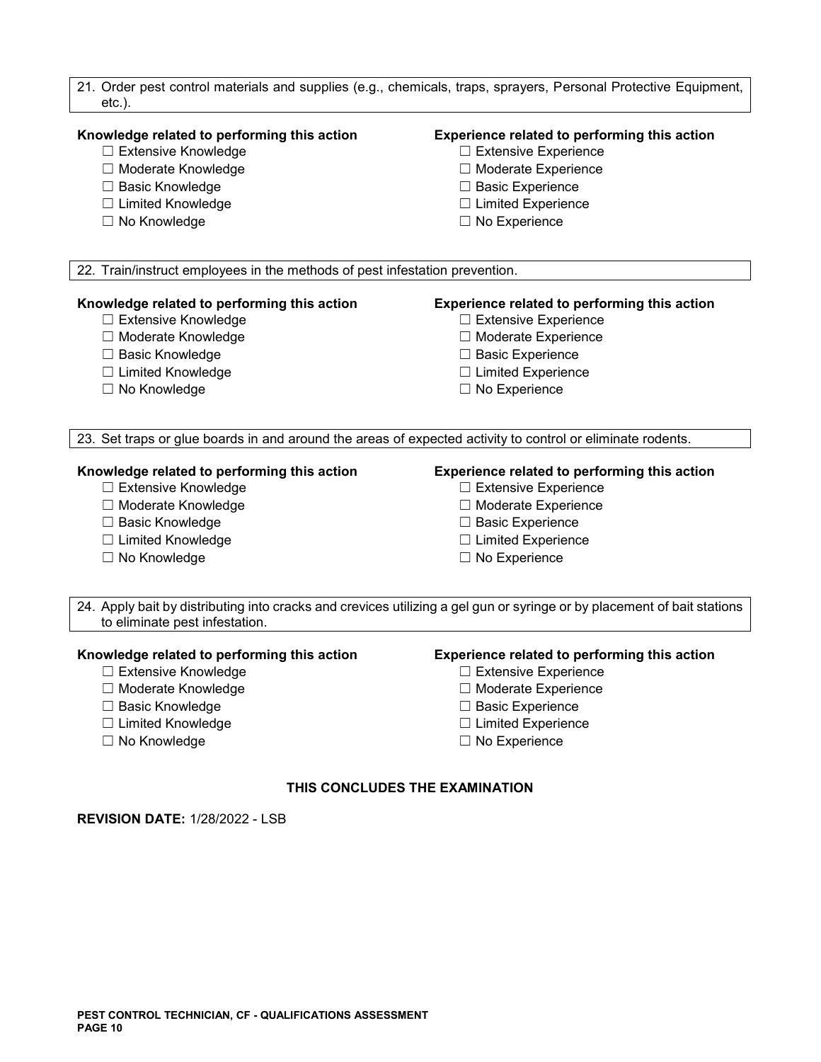21. Order pest control materials and supplies (e.g., chemicals, traps, sprayers, Personal Protective Equipment, etc.).

**Knowledge related to performing this action**
- ☐ Extensive Knowledge
- ☐ Moderate Knowledge
- ☐ Basic Knowledge
- ☐ Limited Knowledge
- ☐ No Knowledge

**Experience related to performing this action**
- ☐ Extensive Experience
- ☐ Moderate Experience
- ☐ Basic Experience
- ☐ Limited Experience
- ☐ No Experience

22. Train/instruct employees in the methods of pest infestation prevention.

**Knowledge related to performing this action**
- ☐ Extensive Knowledge
- ☐ Moderate Knowledge
- ☐ Basic Knowledge
- ☐ Limited Knowledge
- ☐ No Knowledge

**Experience related to performing this action**
- ☐ Extensive Experience
- ☐ Moderate Experience
- ☐ Basic Experience
- ☐ Limited Experience
- ☐ No Experience

23. Set traps or glue boards in and around the areas of expected activity to control or eliminate rodents.

**Knowledge related to performing this action**
- ☐ Extensive Knowledge
- ☐ Moderate Knowledge
- ☐ Basic Knowledge
- ☐ Limited Knowledge
- ☐ No Knowledge

**Experience related to performing this action**
- ☐ Extensive Experience
- ☐ Moderate Experience
- ☐ Basic Experience
- ☐ Limited Experience
- ☐ No Experience

24. Apply bait by distributing into cracks and crevices utilizing a gel gun or syringe or by placement of bait stations to eliminate pest infestation.

**Knowledge related to performing this action**
- ☐ Extensive Knowledge
- ☐ Moderate Knowledge
- ☐ Basic Knowledge
- ☐ Limited Knowledge
- ☐ No Knowledge

**Experience related to performing this action**
- ☐ Extensive Experience
- ☐ Moderate Experience
- ☐ Basic Experience
- ☐ Limited Experience
- ☐ No Experience

**THIS CONCLUDES THE EXAMINATION**

**REVISION DATE:** 1/28/2022 - LSB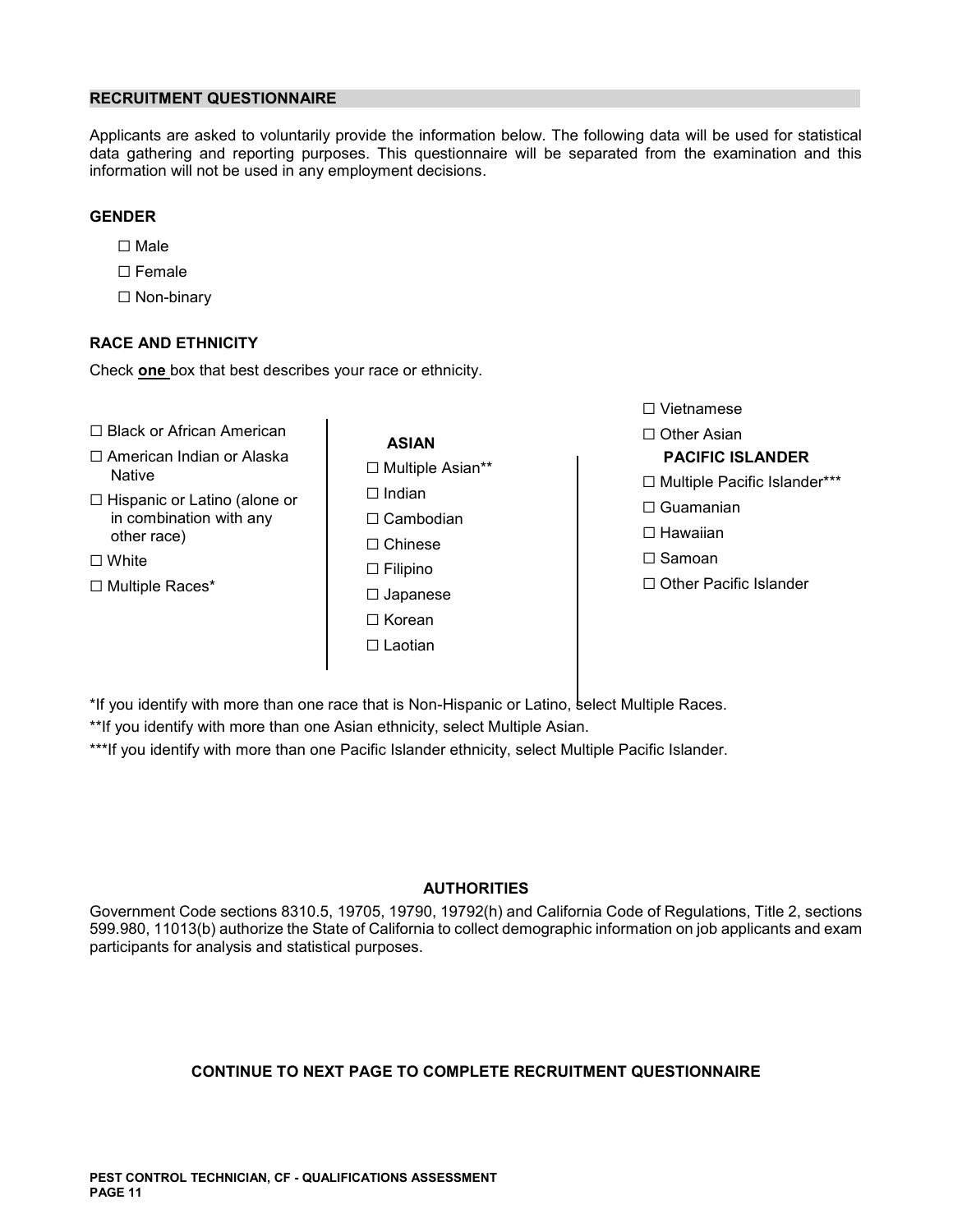## RECRUITMENT QUESTIONNAIRE

Applicants are asked to voluntarily provide the information below. The following data will be used for statistical data gathering and reporting purposes. This questionnaire will be separated from the examination and this information will not be used in any employment decisions.

### GENDER

- ☐ Male
- ☐ Female
- ☐ Non-binary

### RACE AND ETHNICITY

Check **one** box that best describes your race or ethnicity.

- ☐ Black or African American
- ☐ American Indian or Alaska Native
- ☐ Hispanic or Latino (alone or in combination with any other race)
- ☐ White
- ☐ Multiple Races*

**ASIAN**

- ☐ Multiple Asian**
- ☐ Indian
- ☐ Cambodian
- ☐ Chinese
- ☐ Filipino
- ☐ Japanese
- ☐ Korean
- ☐ Laotian
- ☐ Vietnamese
- ☐ Other Asian

**PACIFIC ISLANDER**

- ☐ Multiple Pacific Islander***
- ☐ Guamanian
- ☐ Hawaiian
- ☐ Samoan
- ☐ Other Pacific Islander

*If you identify with more than one race that is Non-Hispanic or Latino, select Multiple Races.

**If you identify with more than one Asian ethnicity, select Multiple Asian.

***If you identify with more than one Pacific Islander ethnicity, select Multiple Pacific Islander.

### AUTHORITIES

Government Code sections 8310.5, 19705, 19790, 19792(h) and California Code of Regulations, Title 2, sections 599.980, 11013(b) authorize the State of California to collect demographic information on job applicants and exam participants for analysis and statistical purposes.

**CONTINUE TO NEXT PAGE TO COMPLETE RECRUITMENT QUESTIONNAIRE**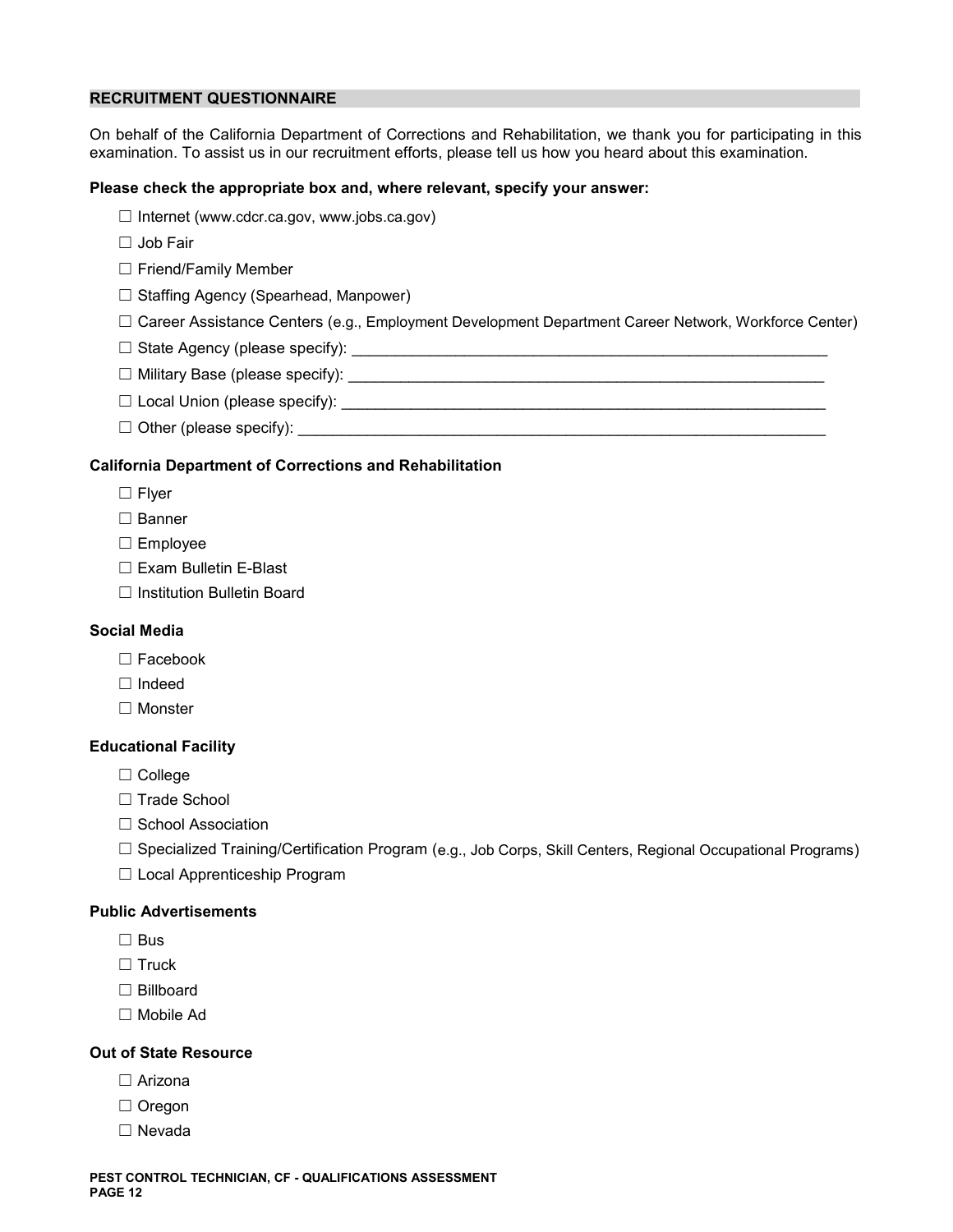## RECRUITMENT QUESTIONNAIRE

On behalf of the California Department of Corrections and Rehabilitation, we thank you for participating in this examination. To assist us in our recruitment efforts, please tell us how you heard about this examination.

**Please check the appropriate box and, where relevant, specify your answer:**

☐ Internet (www.cdcr.ca.gov, www.jobs.ca.gov)

☐ Job Fair

☐ Friend/Family Member

☐ Staffing Agency (Spearhead, Manpower)

☐ Career Assistance Centers (e.g., Employment Development Department Career Network, Workforce Center)

☐ State Agency (please specify): ___________________________________________________________

☐ Military Base (please specify): ___________________________________________________________

☐ Local Union (please specify): ____________________________________________________________

☐ Other (please specify): _________________________________________________________________

### California Department of Corrections and Rehabilitation

☐ Flyer

☐ Banner

☐ Employee

☐ Exam Bulletin E-Blast

☐ Institution Bulletin Board

### Social Media

☐ Facebook

☐ Indeed

☐ Monster

### Educational Facility

☐ College

☐ Trade School

☐ School Association

☐ Specialized Training/Certification Program (e.g., Job Corps, Skill Centers, Regional Occupational Programs)

☐ Local Apprenticeship Program

### Public Advertisements

☐ Bus

☐ Truck

☐ Billboard

☐ Mobile Ad

### Out of State Resource

☐ Arizona

☐ Oregon

☐ Nevada